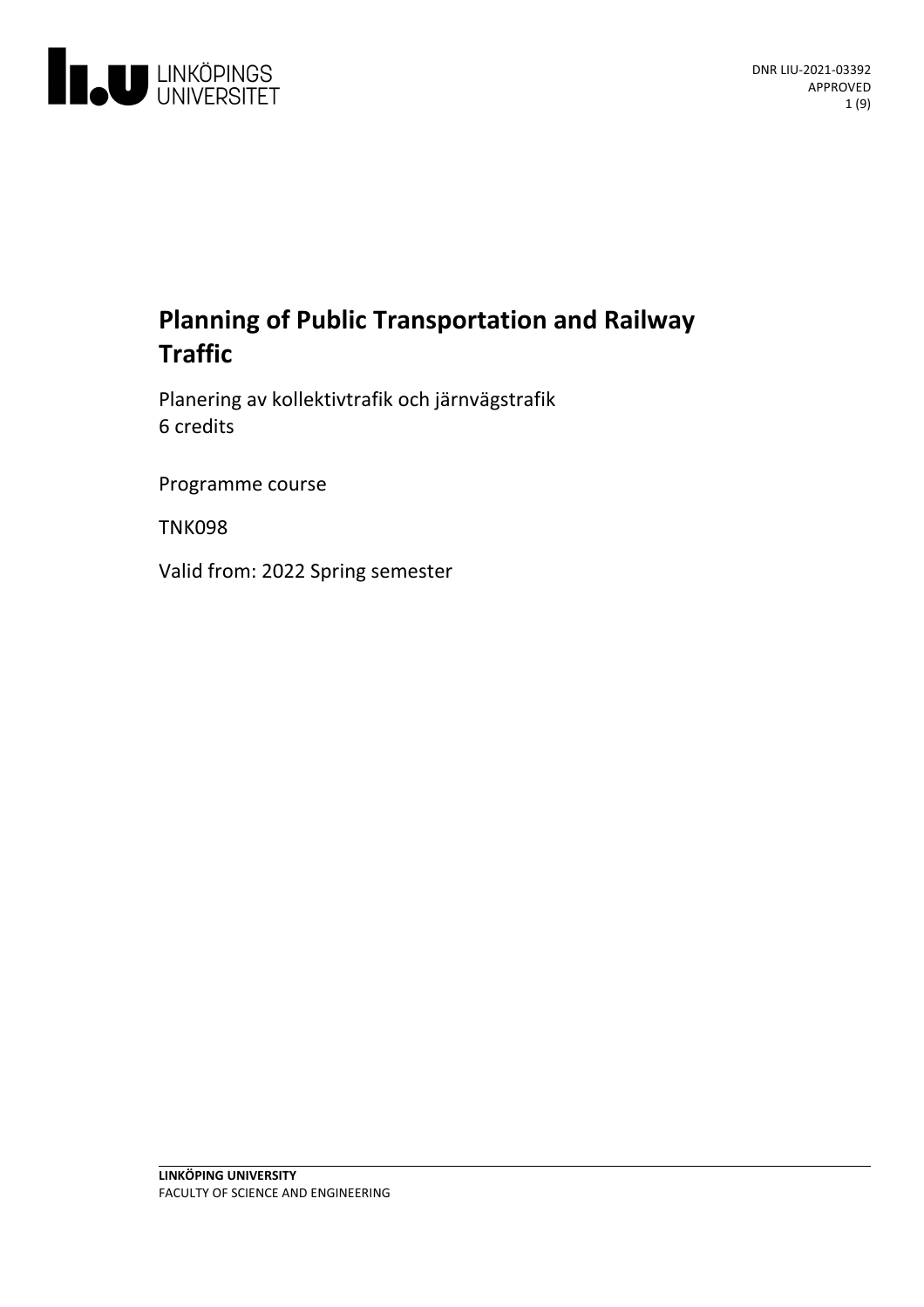DNR LIU-2021-03392
APPROVED

# Planning of Public Transportation and Railway Traffic

Planering av kollektivtrafik och järnvägstrafik
6 credits

Programme course

TNK098

Valid from: 2022 Spring semester

**LINKÖPING UNIVERSITY**
FACULTY OF SCIENCE AND ENGINEERING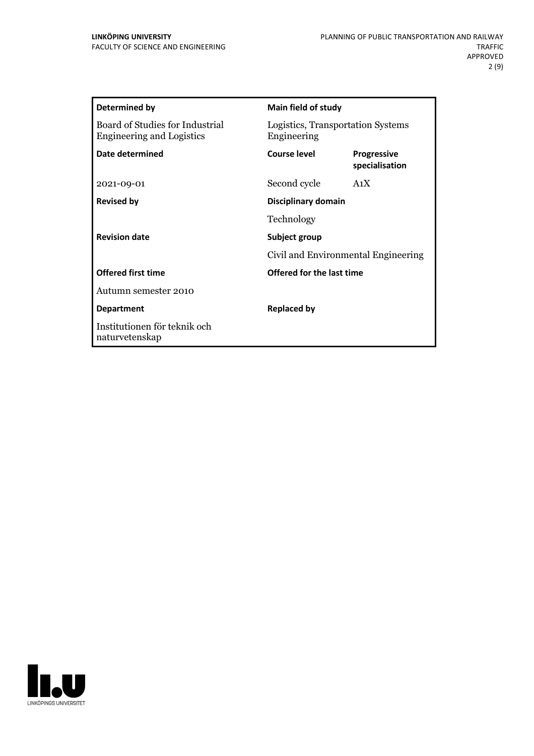| Determined by | Main field of study | |
|---|---|---|
| Board of Studies for Industrial Engineering and Logistics | Logistics, Transportation Systems Engineering | |
| **Date determined** | **Course level** | **Progressive specialisation** |
| 2021-09-01 | Second cycle | A1X |
| **Revised by** | **Disciplinary domain** | |
| | Technology | |
| **Revision date** | **Subject group** | |
| | Civil and Environmental Engineering | |
| **Offered first time** | **Offered for the last time** | |
| Autumn semester 2010 | | |
| **Department** | **Replaced by** | |
| Institutionen för teknik och naturvetenskap | | |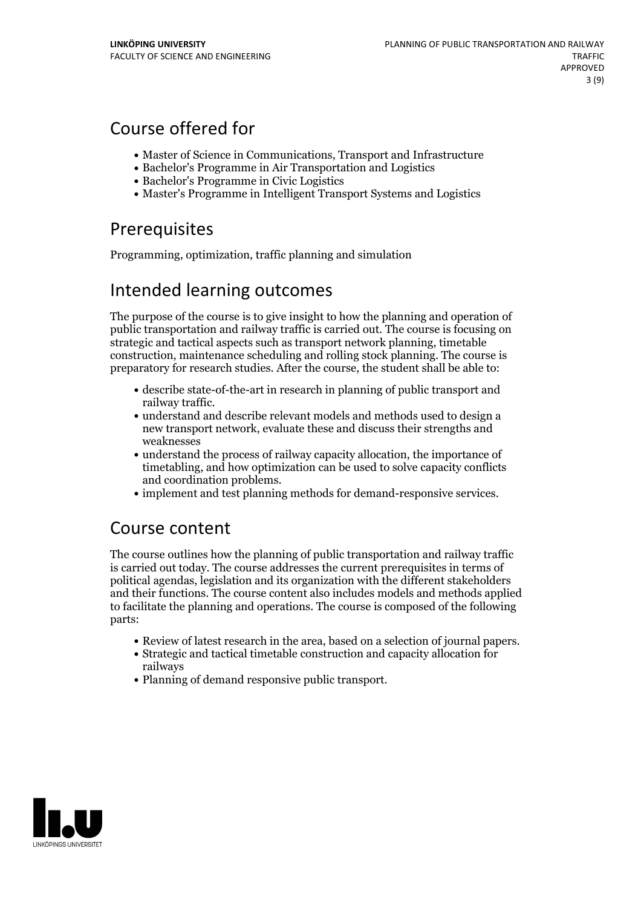## Course offered for

- Master of Science in Communications, Transport and Infrastructure
- Bachelor's Programme in Air Transportation and Logistics
- Bachelor's Programme in Civic Logistics
- Master's Programme in Intelligent Transport Systems and Logistics

## Prerequisites

Programming, optimization, traffic planning and simulation

## Intended learning outcomes

The purpose of the course is to give insight to how the planning and operation of public transportation and railway traffic is carried out. The course is focusing on strategic and tactical aspects such as transport network planning, timetable construction, maintenance scheduling and rolling stock planning. The course is preparatory for research studies. After the course, the student shall be able to:

- describe state-of-the-art in research in planning of public transport and railway traffic.
- understand and describe relevant models and methods used to design a new transport network, evaluate these and discuss their strengths and weaknesses
- understand the process of railway capacity allocation, the importance of timetabling, and how optimization can be used to solve capacity conflicts and coordination problems.
- implement and test planning methods for demand-responsive services.

## Course content

The course outlines how the planning of public transportation and railway traffic is carried out today. The course addresses the current prerequisites in terms of political agendas, legislation and its organization with the different stakeholders and their functions. The course content also includes models and methods applied to facilitate the planning and operations. The course is composed of the following parts:

- Review of latest research in the area, based on a selection of journal papers.
- Strategic and tactical timetable construction and capacity allocation for railways
- Planning of demand responsive public transport.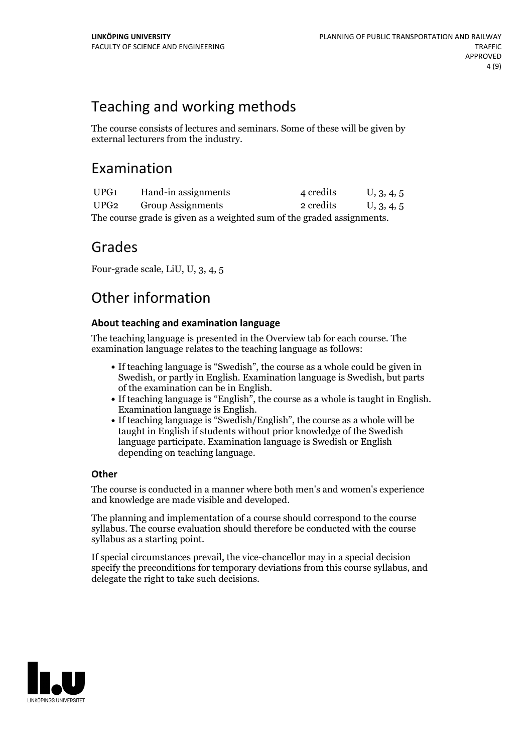## Teaching and working methods

The course consists of lectures and seminars. Some of these will be given by external lecturers from the industry.

## Examination

| | | | |
|---|---|---|---|
| UPG1 | Hand-in assignments | 4 credits | U, 3, 4, 5 |
| UPG2 | Group Assignments | 2 credits | U, 3, 4, 5 |

The course grade is given as a weighted sum of the graded assignments.

## Grades

Four-grade scale, LiU, U, 3, 4, 5

## Other information

### About teaching and examination language

The teaching language is presented in the Overview tab for each course. The examination language relates to the teaching language as follows:

- If teaching language is "Swedish", the course as a whole could be given in Swedish, or partly in English. Examination language is Swedish, but parts of the examination can be in English.
- If teaching language is "English", the course as a whole is taught in English. Examination language is English.
- If teaching language is "Swedish/English", the course as a whole will be taught in English if students without prior knowledge of the Swedish language participate. Examination language is Swedish or English depending on teaching language.

### Other

The course is conducted in a manner where both men's and women's experience and knowledge are made visible and developed.

The planning and implementation of a course should correspond to the course syllabus. The course evaluation should therefore be conducted with the course syllabus as a starting point.

If special circumstances prevail, the vice-chancellor may in a special decision specify the preconditions for temporary deviations from this course syllabus, and delegate the right to take such decisions.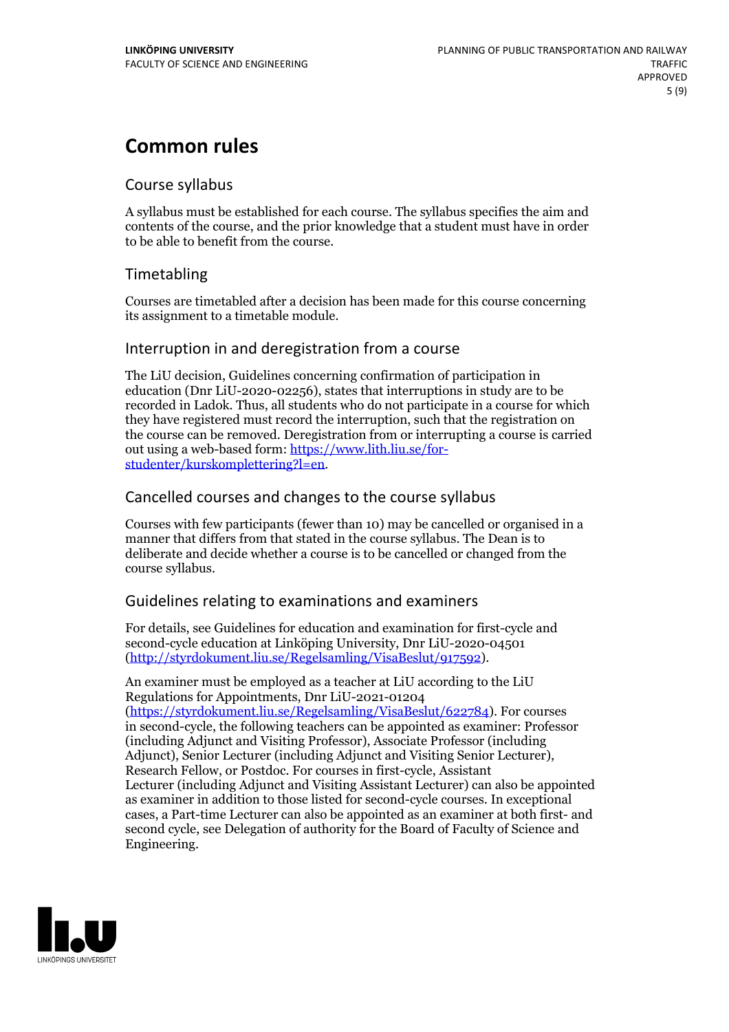# Common rules

## Course syllabus

A syllabus must be established for each course. The syllabus specifies the aim and contents of the course, and the prior knowledge that a student must have in order to be able to benefit from the course.

## Timetabling

Courses are timetabled after a decision has been made for this course concerning its assignment to a timetable module.

## Interruption in and deregistration from a course

The LiU decision, Guidelines concerning confirmation of participation in education (Dnr LiU-2020-02256), states that interruptions in study are to be recorded in Ladok. Thus, all students who do not participate in a course for which they have registered must record the interruption, such that the registration on the course can be removed. Deregistration from or interrupting a course is carried out using a web-based form: https://www.lith.liu.se/for-studenter/kurskomplettering?l=en.

## Cancelled courses and changes to the course syllabus

Courses with few participants (fewer than 10) may be cancelled or organised in a manner that differs from that stated in the course syllabus. The Dean is to deliberate and decide whether a course is to be cancelled or changed from the course syllabus.

## Guidelines relating to examinations and examiners

For details, see Guidelines for education and examination for first-cycle and second-cycle education at Linköping University, Dnr LiU-2020-04501 (http://styrdokument.liu.se/Regelsamling/VisaBeslut/917592).

An examiner must be employed as a teacher at LiU according to the LiU Regulations for Appointments, Dnr LiU-2021-01204 (https://styrdokument.liu.se/Regelsamling/VisaBeslut/622784). For courses in second-cycle, the following teachers can be appointed as examiner: Professor (including Adjunct and Visiting Professor), Associate Professor (including Adjunct), Senior Lecturer (including Adjunct and Visiting Senior Lecturer), Research Fellow, or Postdoc. For courses in first-cycle, Assistant Lecturer (including Adjunct and Visiting Assistant Lecturer) can also be appointed as examiner in addition to those listed for second-cycle courses. In exceptional cases, a Part-time Lecturer can also be appointed as an examiner at both first- and second cycle, see Delegation of authority for the Board of Faculty of Science and Engineering.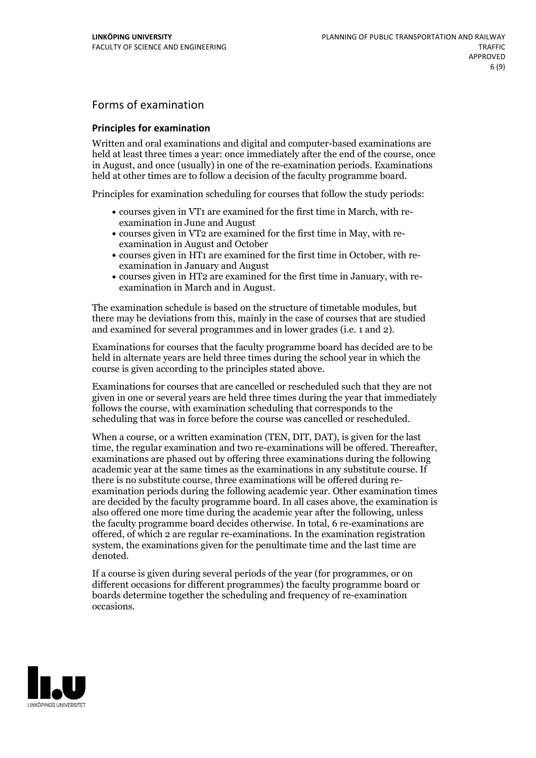## Forms of examination

### Principles for examination

Written and oral examinations and digital and computer-based examinations are held at least three times a year: once immediately after the end of the course, once in August, and once (usually) in one of the re-examination periods. Examinations held at other times are to follow a decision of the faculty programme board.

Principles for examination scheduling for courses that follow the study periods:

- courses given in VT1 are examined for the first time in March, with re-examination in June and August
- courses given in VT2 are examined for the first time in May, with re-examination in August and October
- courses given in HT1 are examined for the first time in October, with re-examination in January and August
- courses given in HT2 are examined for the first time in January, with re-examination in March and in August.

The examination schedule is based on the structure of timetable modules, but there may be deviations from this, mainly in the case of courses that are studied and examined for several programmes and in lower grades (i.e. 1 and 2).

Examinations for courses that the faculty programme board has decided are to be held in alternate years are held three times during the school year in which the course is given according to the principles stated above.

Examinations for courses that are cancelled or rescheduled such that they are not given in one or several years are held three times during the year that immediately follows the course, with examination scheduling that corresponds to the scheduling that was in force before the course was cancelled or rescheduled.

When a course, or a written examination (TEN, DIT, DAT), is given for the last time, the regular examination and two re-examinations will be offered. Thereafter, examinations are phased out by offering three examinations during the following academic year at the same times as the examinations in any substitute course. If there is no substitute course, three examinations will be offered during re-examination periods during the following academic year. Other examination times are decided by the faculty programme board. In all cases above, the examination is also offered one more time during the academic year after the following, unless the faculty programme board decides otherwise. In total, 6 re-examinations are offered, of which 2 are regular re-examinations. In the examination registration system, the examinations given for the penultimate time and the last time are denoted.

If a course is given during several periods of the year (for programmes, or on different occasions for different programmes) the faculty programme board or boards determine together the scheduling and frequency of re-examination occasions.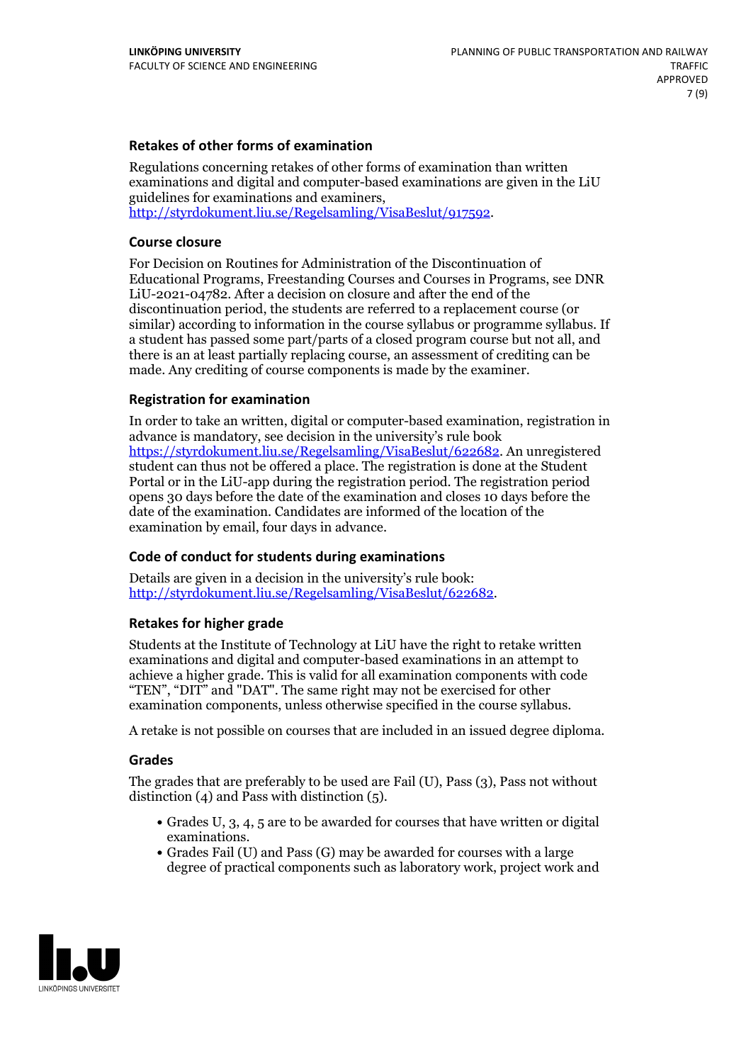### Retakes of other forms of examination

Regulations concerning retakes of other forms of examination than written examinations and digital and computer-based examinations are given in the LiU guidelines for examinations and examiners, http://styrdokument.liu.se/Regelsamling/VisaBeslut/917592.

### Course closure

For Decision on Routines for Administration of the Discontinuation of Educational Programs, Freestanding Courses and Courses in Programs, see DNR LiU-2021-04782. After a decision on closure and after the end of the discontinuation period, the students are referred to a replacement course (or similar) according to information in the course syllabus or programme syllabus. If a student has passed some part/parts of a closed program course but not all, and there is an at least partially replacing course, an assessment of crediting can be made. Any crediting of course components is made by the examiner.

### Registration for examination

In order to take an written, digital or computer-based examination, registration in advance is mandatory, see decision in the university's rule book https://styrdokument.liu.se/Regelsamling/VisaBeslut/622682. An unregistered student can thus not be offered a place. The registration is done at the Student Portal or in the LiU-app during the registration period. The registration period opens 30 days before the date of the examination and closes 10 days before the date of the examination. Candidates are informed of the location of the examination by email, four days in advance.

### Code of conduct for students during examinations

Details are given in a decision in the university's rule book: http://styrdokument.liu.se/Regelsamling/VisaBeslut/622682.

### Retakes for higher grade

Students at the Institute of Technology at LiU have the right to retake written examinations and digital and computer-based examinations in an attempt to achieve a higher grade. This is valid for all examination components with code "TEN", "DIT" and "DAT". The same right may not be exercised for other examination components, unless otherwise specified in the course syllabus.

A retake is not possible on courses that are included in an issued degree diploma.

### Grades

The grades that are preferably to be used are Fail (U), Pass (3), Pass not without distinction (4) and Pass with distinction (5).

- Grades U, 3, 4, 5 are to be awarded for courses that have written or digital examinations.
- Grades Fail (U) and Pass (G) may be awarded for courses with a large degree of practical components such as laboratory work, project work and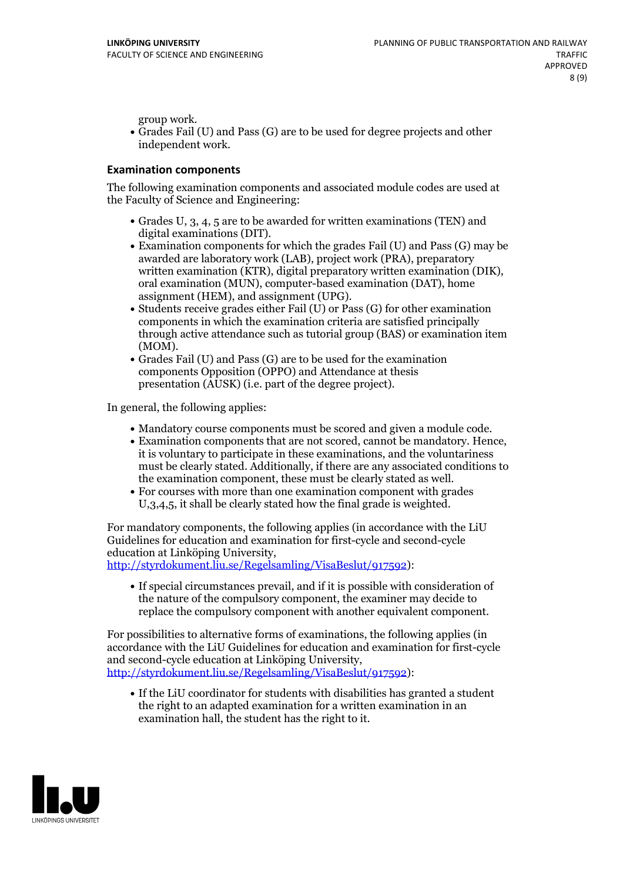group work.

- Grades Fail (U) and Pass (G) are to be used for degree projects and other independent work.

### Examination components

The following examination components and associated module codes are used at the Faculty of Science and Engineering:

- Grades U, 3, 4, 5 are to be awarded for written examinations (TEN) and digital examinations (DIT).
- Examination components for which the grades Fail (U) and Pass (G) may be awarded are laboratory work (LAB), project work (PRA), preparatory written examination (KTR), digital preparatory written examination (DIK), oral examination (MUN), computer-based examination (DAT), home assignment (HEM), and assignment (UPG).
- Students receive grades either Fail (U) or Pass (G) for other examination components in which the examination criteria are satisfied principally through active attendance such as tutorial group (BAS) or examination item (MOM).
- Grades Fail (U) and Pass (G) are to be used for the examination components Opposition (OPPO) and Attendance at thesis presentation (AUSK) (i.e. part of the degree project).

In general, the following applies:

- Mandatory course components must be scored and given a module code.
- Examination components that are not scored, cannot be mandatory. Hence, it is voluntary to participate in these examinations, and the voluntariness must be clearly stated. Additionally, if there are any associated conditions to the examination component, these must be clearly stated as well.
- For courses with more than one examination component with grades U,3,4,5, it shall be clearly stated how the final grade is weighted.

For mandatory components, the following applies (in accordance with the LiU Guidelines for education and examination for first-cycle and second-cycle education at Linköping University, http://styrdokument.liu.se/Regelsamling/VisaBeslut/917592):

- If special circumstances prevail, and if it is possible with consideration of the nature of the compulsory component, the examiner may decide to replace the compulsory component with another equivalent component.

For possibilities to alternative forms of examinations, the following applies (in accordance with the LiU Guidelines for education and examination for first-cycle and second-cycle education at Linköping University, http://styrdokument.liu.se/Regelsamling/VisaBeslut/917592):

- If the LiU coordinator for students with disabilities has granted a student the right to an adapted examination for a written examination in an examination hall, the student has the right to it.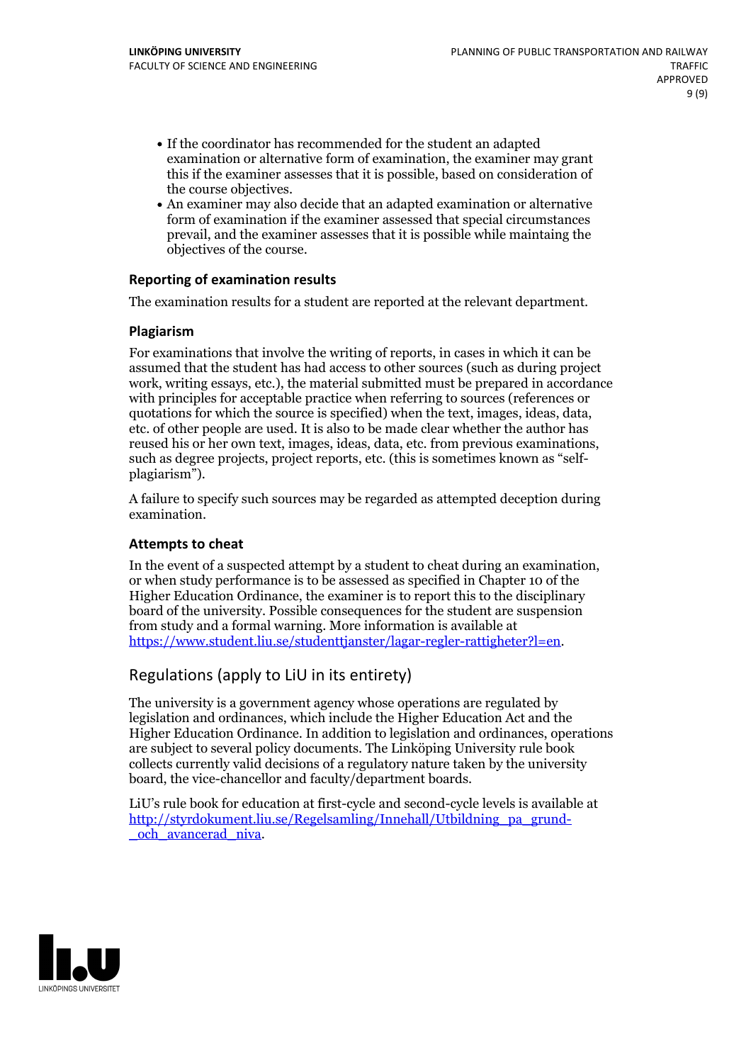- If the coordinator has recommended for the student an adapted examination or alternative form of examination, the examiner may grant this if the examiner assesses that it is possible, based on consideration of the course objectives.
- An examiner may also decide that an adapted examination or alternative form of examination if the examiner assessed that special circumstances prevail, and the examiner assesses that it is possible while maintaing the objectives of the course.

### Reporting of examination results

The examination results for a student are reported at the relevant department.

### Plagiarism

For examinations that involve the writing of reports, in cases in which it can be assumed that the student has had access to other sources (such as during project work, writing essays, etc.), the material submitted must be prepared in accordance with principles for acceptable practice when referring to sources (references or quotations for which the source is specified) when the text, images, ideas, data, etc. of other people are used. It is also to be made clear whether the author has reused his or her own text, images, ideas, data, etc. from previous examinations, such as degree projects, project reports, etc. (this is sometimes known as "self-plagiarism").

A failure to specify such sources may be regarded as attempted deception during examination.

### Attempts to cheat

In the event of a suspected attempt by a student to cheat during an examination, or when study performance is to be assessed as specified in Chapter 10 of the Higher Education Ordinance, the examiner is to report this to the disciplinary board of the university. Possible consequences for the student are suspension from study and a formal warning. More information is available at https://www.student.liu.se/studenttjanster/lagar-regler-rattigheter?l=en.

## Regulations (apply to LiU in its entirety)

The university is a government agency whose operations are regulated by legislation and ordinances, which include the Higher Education Act and the Higher Education Ordinance. In addition to legislation and ordinances, operations are subject to several policy documents. The Linköping University rule book collects currently valid decisions of a regulatory nature taken by the university board, the vice-chancellor and faculty/department boards.

LiU's rule book for education at first-cycle and second-cycle levels is available at http://styrdokument.liu.se/Regelsamling/Innehall/Utbildning_pa_grund-_och_avancerad_niva.